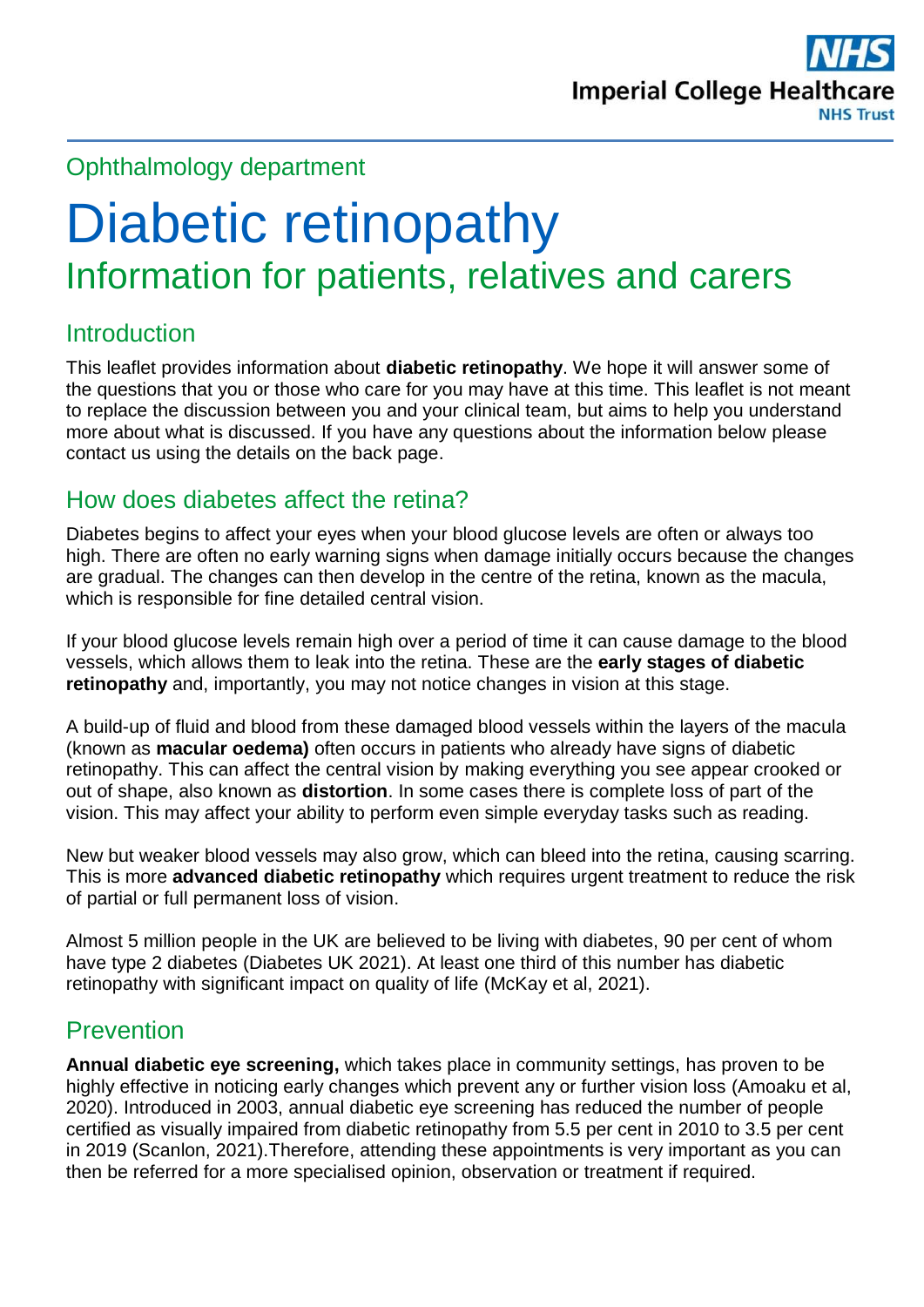Ophthalmology department

# Diabetic retinopathy

## Information for patients, relatives and carers

### Introduction

This leaflet provides information about **diabetic retinopathy**. We hope it will answer some of the questions that you or those who care for you may have at this time. This leaflet is not meant to replace the discussion between you and your clinical team, but aims to help you understand more about what is discussed. If you have any questions about the information below please contact us using the details on the back page.

### How does diabetes affect the retina?

Diabetes begins to affect your eyes when your blood glucose levels are often or always too high. There are often no early warning signs when damage initially occurs because the changes are gradual. The changes can then develop in the centre of the retina, known as the macula, which is responsible for fine detailed central vision.

If your blood glucose levels remain high over a period of time it can cause damage to the blood vessels, which allows them to leak into the retina. These are the **early stages of diabetic retinopathy** and, importantly, you may not notice changes in vision at this stage.

A build-up of fluid and blood from these damaged blood vessels within the layers of the macula (known as **macular oedema)** often occurs in patients who already have signs of diabetic retinopathy. This can affect the central vision by making everything you see appear crooked or out of shape, also known as **distortion**. In some cases there is complete loss of part of the vision. This may affect your ability to perform even simple everyday tasks such as reading.

New but weaker blood vessels may also grow, which can bleed into the retina, causing scarring. This is more **advanced diabetic retinopathy** which requires urgent treatment to reduce the risk of partial or full permanent loss of vision.

Almost 5 million people in the UK are believed to be living with diabetes, 90 per cent of whom have type 2 diabetes (Diabetes UK 2021). At least one third of this number has diabetic retinopathy with significant impact on quality of life (McKay et al, 2021).

### Prevention

**Annual diabetic eye screening,** which takes place in community settings, has proven to be highly effective in noticing early changes which prevent any or further vision loss (Amoaku et al, 2020). Introduced in 2003, annual diabetic eye screening has reduced the number of people certified as visually impaired from diabetic retinopathy from 5.5 per cent in 2010 to 3.5 per cent in 2019 (Scanlon, 2021).Therefore, attending these appointments is very important as you can then be referred for a more specialised opinion, observation or treatment if required.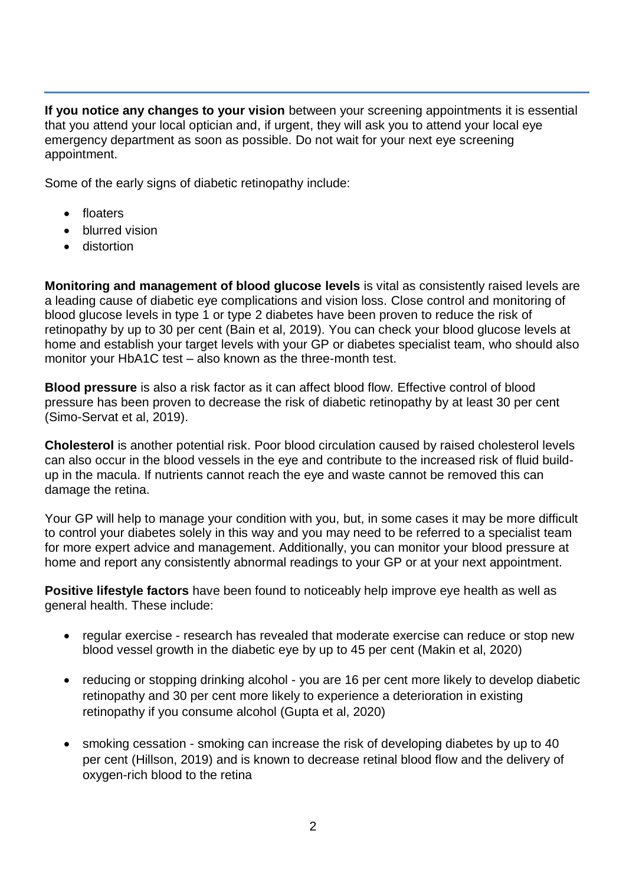**If you notice any changes to your vision** between your screening appointments it is essential that you attend your local optician and, if urgent, they will ask you to attend your local eye emergency department as soon as possible. Do not wait for your next eye screening appointment.

Some of the early signs of diabetic retinopathy include:

- floaters
- blurred vision
- distortion

**Monitoring and management of blood glucose levels** is vital as consistently raised levels are a leading cause of diabetic eye complications and vision loss. Close control and monitoring of blood glucose levels in type 1 or type 2 diabetes have been proven to reduce the risk of retinopathy by up to 30 per cent (Bain et al, 2019). You can check your blood glucose levels at home and establish your target levels with your GP or diabetes specialist team, who should also monitor your HbA1C test – also known as the three-month test.

**Blood pressure** is also a risk factor as it can affect blood flow. Effective control of blood pressure has been proven to decrease the risk of diabetic retinopathy by at least 30 per cent (Simo-Servat et al, 2019).

**Cholesterol** is another potential risk. Poor blood circulation caused by raised cholesterol levels can also occur in the blood vessels in the eye and contribute to the increased risk of fluid build-up in the macula. If nutrients cannot reach the eye and waste cannot be removed this can damage the retina.

Your GP will help to manage your condition with you, but, in some cases it may be more difficult to control your diabetes solely in this way and you may need to be referred to a specialist team for more expert advice and management. Additionally, you can monitor your blood pressure at home and report any consistently abnormal readings to your GP or at your next appointment.

**Positive lifestyle factors** have been found to noticeably help improve eye health as well as general health. These include:

- regular exercise - research has revealed that moderate exercise can reduce or stop new blood vessel growth in the diabetic eye by up to 45 per cent (Makin et al, 2020)

- reducing or stopping drinking alcohol - you are 16 per cent more likely to develop diabetic retinopathy and 30 per cent more likely to experience a deterioration in existing retinopathy if you consume alcohol (Gupta et al, 2020)

- smoking cessation - smoking can increase the risk of developing diabetes by up to 40 per cent (Hillson, 2019) and is known to decrease retinal blood flow and the delivery of oxygen-rich blood to the retina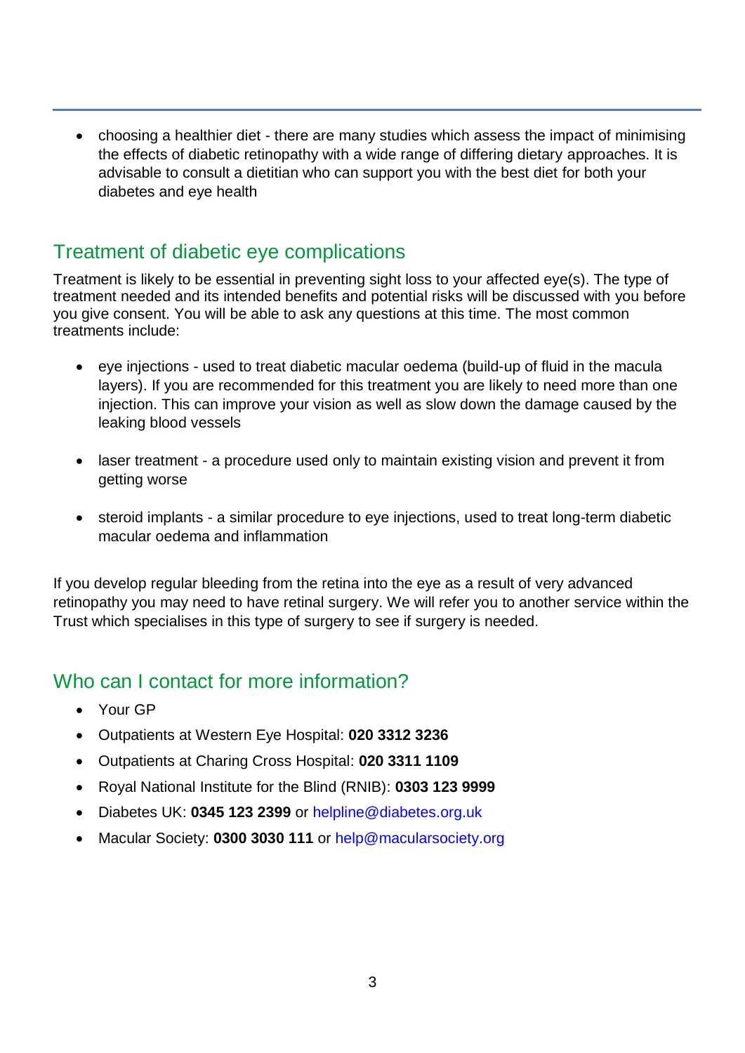- choosing a healthier diet - there are many studies which assess the impact of minimising the effects of diabetic retinopathy with a wide range of differing dietary approaches. It is advisable to consult a dietitian who can support you with the best diet for both your diabetes and eye health

## Treatment of diabetic eye complications

Treatment is likely to be essential in preventing sight loss to your affected eye(s). The type of treatment needed and its intended benefits and potential risks will be discussed with you before you give consent. You will be able to ask any questions at this time. The most common treatments include:

- eye injections - used to treat diabetic macular oedema (build-up of fluid in the macula layers). If you are recommended for this treatment you are likely to need more than one injection. This can improve your vision as well as slow down the damage caused by the leaking blood vessels

- laser treatment - a procedure used only to maintain existing vision and prevent it from getting worse

- steroid implants - a similar procedure to eye injections, used to treat long-term diabetic macular oedema and inflammation

If you develop regular bleeding from the retina into the eye as a result of very advanced retinopathy you may need to have retinal surgery. We will refer you to another service within the Trust which specialises in this type of surgery to see if surgery is needed.

## Who can I contact for more information?

- Your GP
- Outpatients at Western Eye Hospital: **020 3312 3236**
- Outpatients at Charing Cross Hospital: **020 3311 1109**
- Royal National Institute for the Blind (RNIB): **0303 123 9999**
- Diabetes UK: **0345 123 2399** or helpline@diabetes.org.uk
- Macular Society: **0300 3030 111** or help@macularsociety.org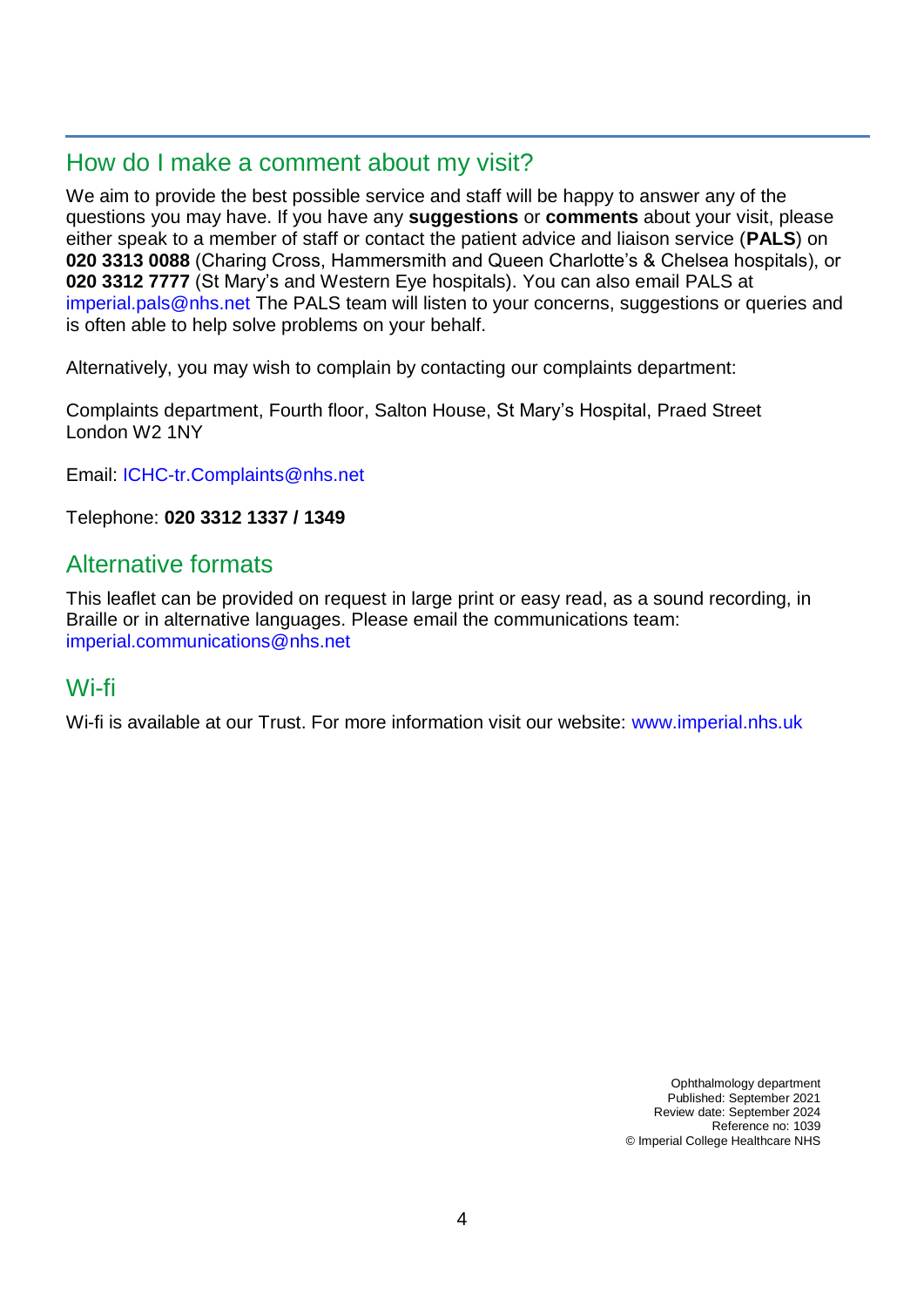## How do I make a comment about my visit?

We aim to provide the best possible service and staff will be happy to answer any of the questions you may have. If you have any **suggestions** or **comments** about your visit, please either speak to a member of staff or contact the patient advice and liaison service (**PALS**) on **020 3313 0088** (Charing Cross, Hammersmith and Queen Charlotte's & Chelsea hospitals), or **020 3312 7777** (St Mary's and Western Eye hospitals). You can also email PALS at imperial.pals@nhs.net The PALS team will listen to your concerns, suggestions or queries and is often able to help solve problems on your behalf.

Alternatively, you may wish to complain by contacting our complaints department:

Complaints department, Fourth floor, Salton House, St Mary's Hospital, Praed Street
London W2 1NY

Email: ICHC-tr.Complaints@nhs.net

Telephone: **020 3312 1337 / 1349**

## Alternative formats

This leaflet can be provided on request in large print or easy read, as a sound recording, in Braille or in alternative languages. Please email the communications team: imperial.communications@nhs.net

## Wi-fi

Wi-fi is available at our Trust. For more information visit our website: www.imperial.nhs.uk

Ophthalmology department
Published: September 2021
Review date: September 2024
Reference no: 1039
© Imperial College Healthcare NHS